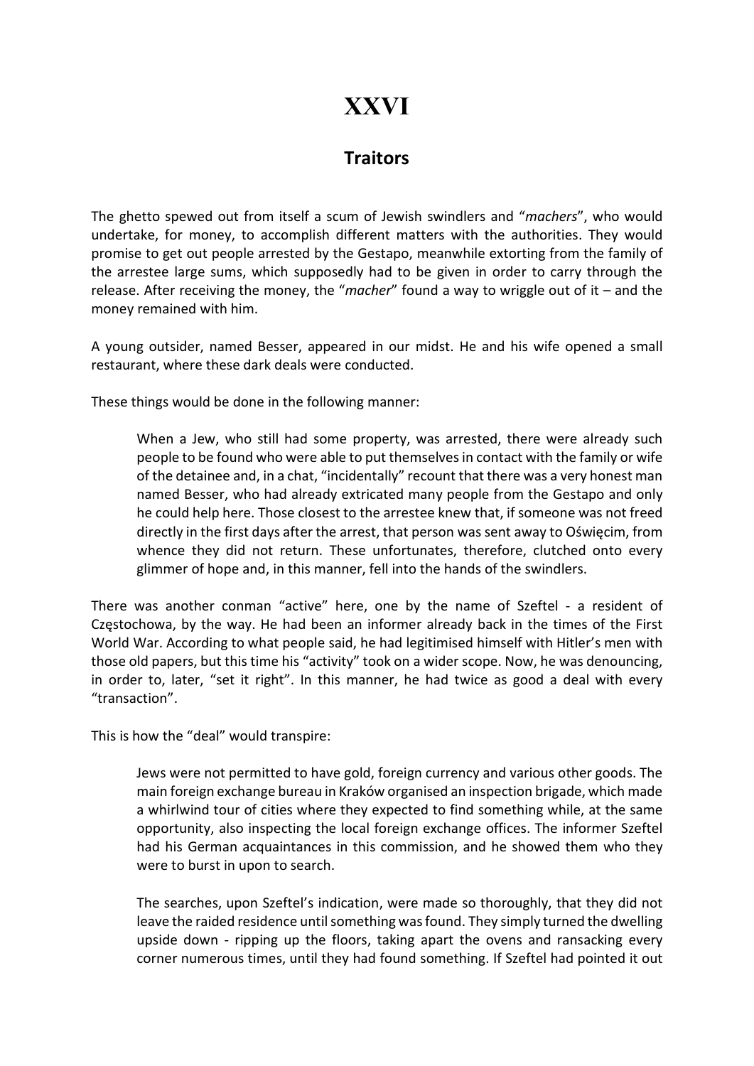# XXVI

## Traitors

The ghetto spewed out from itself a scum of Jewish swindlers and "*machers*", who would undertake, for money, to accomplish different matters with the authorities. They would promise to get out people arrested by the Gestapo, meanwhile extorting from the family of the arrestee large sums, which supposedly had to be given in order to carry through the release. After receiving the money, the "*macher*" found a way to wriggle out of it – and the money remained with him.

A young outsider, named Besser, appeared in our midst. He and his wife opened a small restaurant, where these dark deals were conducted.

These things would be done in the following manner:

> When a Jew, who still had some property, was arrested, there were already such people to be found who were able to put themselves in contact with the family or wife of the detainee and, in a chat, "incidentally" recount that there was a very honest man named Besser, who had already extricated many people from the Gestapo and only he could help here. Those closest to the arrestee knew that, if someone was not freed directly in the first days after the arrest, that person was sent away to Oświęcim, from whence they did not return. These unfortunates, therefore, clutched onto every glimmer of hope and, in this manner, fell into the hands of the swindlers.

There was another conman "active" here, one by the name of Szeftel - a resident of Częstochowa, by the way. He had been an informer already back in the times of the First World War. According to what people said, he had legitimised himself with Hitler's men with those old papers, but this time his "activity" took on a wider scope. Now, he was denouncing, in order to, later, "set it right". In this manner, he had twice as good a deal with every "transaction".

This is how the "deal" would transpire:

> Jews were not permitted to have gold, foreign currency and various other goods. The main foreign exchange bureau in Kraków organised an inspection brigade, which made a whirlwind tour of cities where they expected to find something while, at the same opportunity, also inspecting the local foreign exchange offices. The informer Szeftel had his German acquaintances in this commission, and he showed them who they were to burst in upon to search.
>
> The searches, upon Szeftel's indication, were made so thoroughly, that they did not leave the raided residence until something was found. They simply turned the dwelling upside down - ripping up the floors, taking apart the ovens and ransacking every corner numerous times, until they had found something. If Szeftel had pointed it out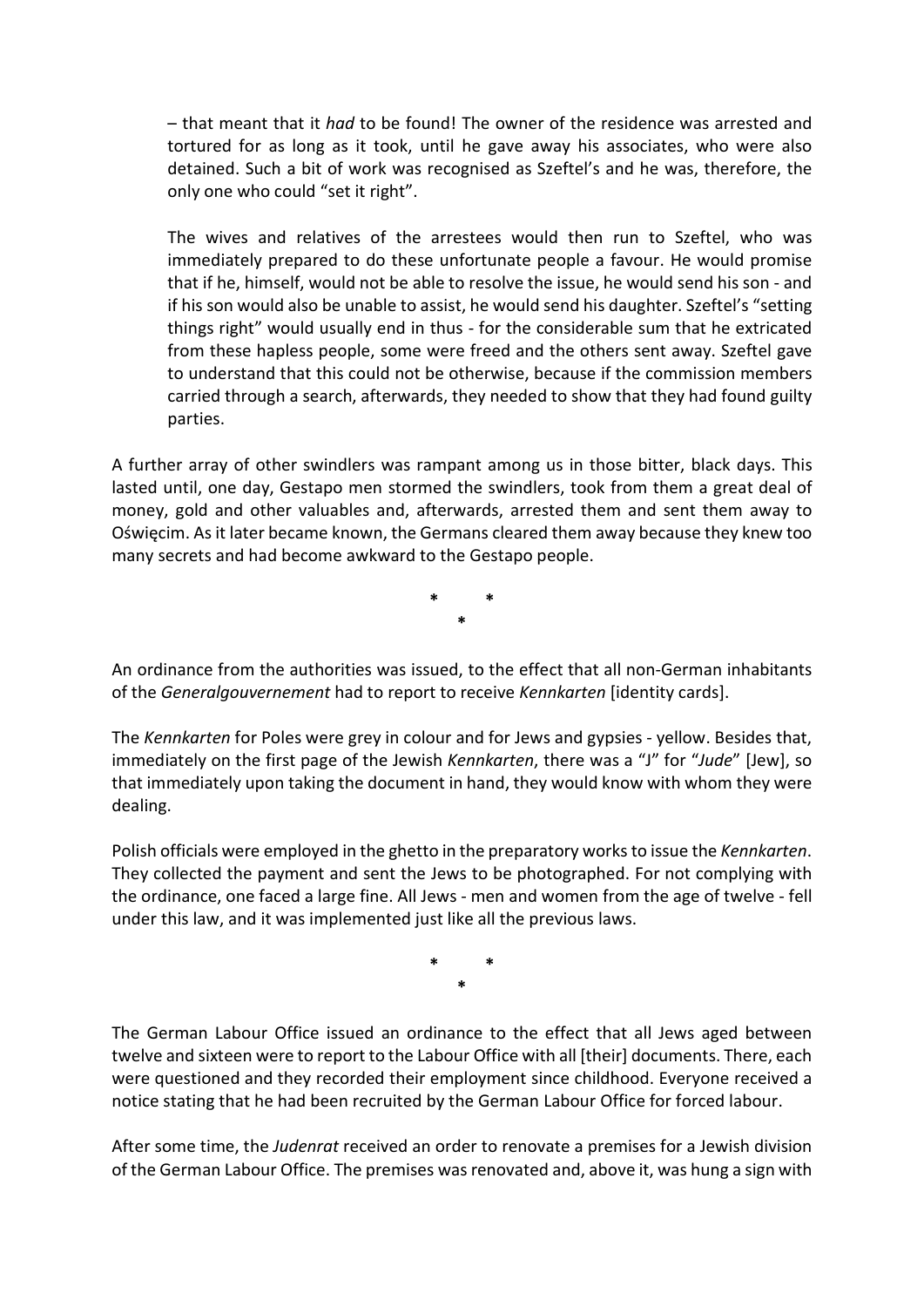– that meant that it *had* to be found! The owner of the residence was arrested and tortured for as long as it took, until he gave away his associates, who were also detained. Such a bit of work was recognised as Szeftel's and he was, therefore, the only one who could "set it right".

The wives and relatives of the arrestees would then run to Szeftel, who was immediately prepared to do these unfortunate people a favour. He would promise that if he, himself, would not be able to resolve the issue, he would send his son - and if his son would also be unable to assist, he would send his daughter. Szeftel's "setting things right" would usually end in thus - for the considerable sum that he extricated from these hapless people, some were freed and the others sent away. Szeftel gave to understand that this could not be otherwise, because if the commission members carried through a search, afterwards, they needed to show that they had found guilty parties.

A further array of other swindlers was rampant among us in those bitter, black days. This lasted until, one day, Gestapo men stormed the swindlers, took from them a great deal of money, gold and other valuables and, afterwards, arrested them and sent them away to Oświęcim. As it later became known, the Germans cleared them away because they knew too many secrets and had become awkward to the Gestapo people.

\* \*
\*

An ordinance from the authorities was issued, to the effect that all non-German inhabitants of the *Generalgouvernement* had to report to receive *Kennkarten* [identity cards].

The *Kennkarten* for Poles were grey in colour and for Jews and gypsies - yellow. Besides that, immediately on the first page of the Jewish *Kennkarten*, there was a "J" for "*Jude*" [Jew], so that immediately upon taking the document in hand, they would know with whom they were dealing.

Polish officials were employed in the ghetto in the preparatory works to issue the *Kennkarten*. They collected the payment and sent the Jews to be photographed. For not complying with the ordinance, one faced a large fine. All Jews - men and women from the age of twelve - fell under this law, and it was implemented just like all the previous laws.

\* \*
\*

The German Labour Office issued an ordinance to the effect that all Jews aged between twelve and sixteen were to report to the Labour Office with all [their] documents. There, each were questioned and they recorded their employment since childhood. Everyone received a notice stating that he had been recruited by the German Labour Office for forced labour.

After some time, the *Judenrat* received an order to renovate a premises for a Jewish division of the German Labour Office. The premises was renovated and, above it, was hung a sign with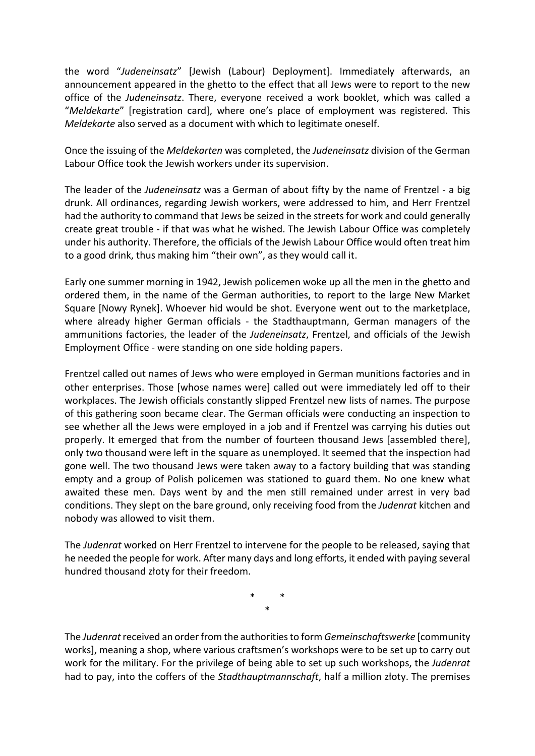the word "*Judeneinsatz*" [Jewish (Labour) Deployment]. Immediately afterwards, an announcement appeared in the ghetto to the effect that all Jews were to report to the new office of the *Judeneinsatz*. There, everyone received a work booklet, which was called a "*Meldekarte*" [registration card], where one's place of employment was registered. This *Meldekarte* also served as a document with which to legitimate oneself.

Once the issuing of the *Meldekarten* was completed, the *Judeneinsatz* division of the German Labour Office took the Jewish workers under its supervision.

The leader of the *Judeneinsatz* was a German of about fifty by the name of Frentzel - a big drunk. All ordinances, regarding Jewish workers, were addressed to him, and Herr Frentzel had the authority to command that Jews be seized in the streets for work and could generally create great trouble - if that was what he wished. The Jewish Labour Office was completely under his authority. Therefore, the officials of the Jewish Labour Office would often treat him to a good drink, thus making him "their own", as they would call it.

Early one summer morning in 1942, Jewish policemen woke up all the men in the ghetto and ordered them, in the name of the German authorities, to report to the large New Market Square [Nowy Rynek]. Whoever hid would be shot. Everyone went out to the marketplace, where already higher German officials - the Stadthauptmann, German managers of the ammunitions factories, the leader of the *Judeneinsatz*, Frentzel, and officials of the Jewish Employment Office - were standing on one side holding papers.

Frentzel called out names of Jews who were employed in German munitions factories and in other enterprises. Those [whose names were] called out were immediately led off to their workplaces. The Jewish officials constantly slipped Frentzel new lists of names. The purpose of this gathering soon became clear. The German officials were conducting an inspection to see whether all the Jews were employed in a job and if Frentzel was carrying his duties out properly. It emerged that from the number of fourteen thousand Jews [assembled there], only two thousand were left in the square as unemployed. It seemed that the inspection had gone well. The two thousand Jews were taken away to a factory building that was standing empty and a group of Polish policemen was stationed to guard them. No one knew what awaited these men. Days went by and the men still remained under arrest in very bad conditions. They slept on the bare ground, only receiving food from the *Judenrat* kitchen and nobody was allowed to visit them.

The *Judenrat* worked on Herr Frentzel to intervene for the people to be released, saying that he needed the people for work. After many days and long efforts, it ended with paying several hundred thousand złoty for their freedom.

\* \* \*

The *Judenrat* received an order from the authorities to form *Gemeinschaftswerke* [community works], meaning a shop, where various craftsmen's workshops were to be set up to carry out work for the military. For the privilege of being able to set up such workshops, the *Judenrat* had to pay, into the coffers of the *Stadthauptmannschaft*, half a million złoty. The premises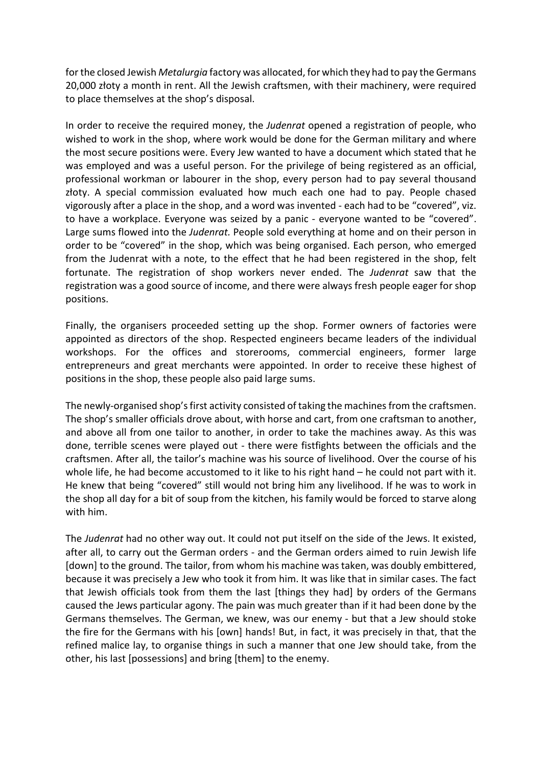for the closed Jewish *Metalurgia* factory was allocated, for which they had to pay the Germans 20,000 złoty a month in rent. All the Jewish craftsmen, with their machinery, were required to place themselves at the shop's disposal.

In order to receive the required money, the *Judenrat* opened a registration of people, who wished to work in the shop, where work would be done for the German military and where the most secure positions were. Every Jew wanted to have a document which stated that he was employed and was a useful person. For the privilege of being registered as an official, professional workman or labourer in the shop, every person had to pay several thousand złoty. A special commission evaluated how much each one had to pay. People chased vigorously after a place in the shop, and a word was invented - each had to be "covered", viz. to have a workplace. Everyone was seized by a panic - everyone wanted to be "covered". Large sums flowed into the *Judenrat.* People sold everything at home and on their person in order to be "covered" in the shop, which was being organised. Each person, who emerged from the Judenrat with a note, to the effect that he had been registered in the shop, felt fortunate. The registration of shop workers never ended. The *Judenrat* saw that the registration was a good source of income, and there were always fresh people eager for shop positions.

Finally, the organisers proceeded setting up the shop. Former owners of factories were appointed as directors of the shop. Respected engineers became leaders of the individual workshops. For the offices and storerooms, commercial engineers, former large entrepreneurs and great merchants were appointed. In order to receive these highest of positions in the shop, these people also paid large sums.

The newly-organised shop's first activity consisted of taking the machines from the craftsmen. The shop's smaller officials drove about, with horse and cart, from one craftsman to another, and above all from one tailor to another, in order to take the machines away. As this was done, terrible scenes were played out - there were fistfights between the officials and the craftsmen. After all, the tailor's machine was his source of livelihood. Over the course of his whole life, he had become accustomed to it like to his right hand – he could not part with it. He knew that being "covered" still would not bring him any livelihood. If he was to work in the shop all day for a bit of soup from the kitchen, his family would be forced to starve along with him.

The *Judenrat* had no other way out. It could not put itself on the side of the Jews. It existed, after all, to carry out the German orders - and the German orders aimed to ruin Jewish life [down] to the ground. The tailor, from whom his machine was taken, was doubly embittered, because it was precisely a Jew who took it from him. It was like that in similar cases. The fact that Jewish officials took from them the last [things they had] by orders of the Germans caused the Jews particular agony. The pain was much greater than if it had been done by the Germans themselves. The German, we knew, was our enemy - but that a Jew should stoke the fire for the Germans with his [own] hands! But, in fact, it was precisely in that, that the refined malice lay, to organise things in such a manner that one Jew should take, from the other, his last [possessions] and bring [them] to the enemy.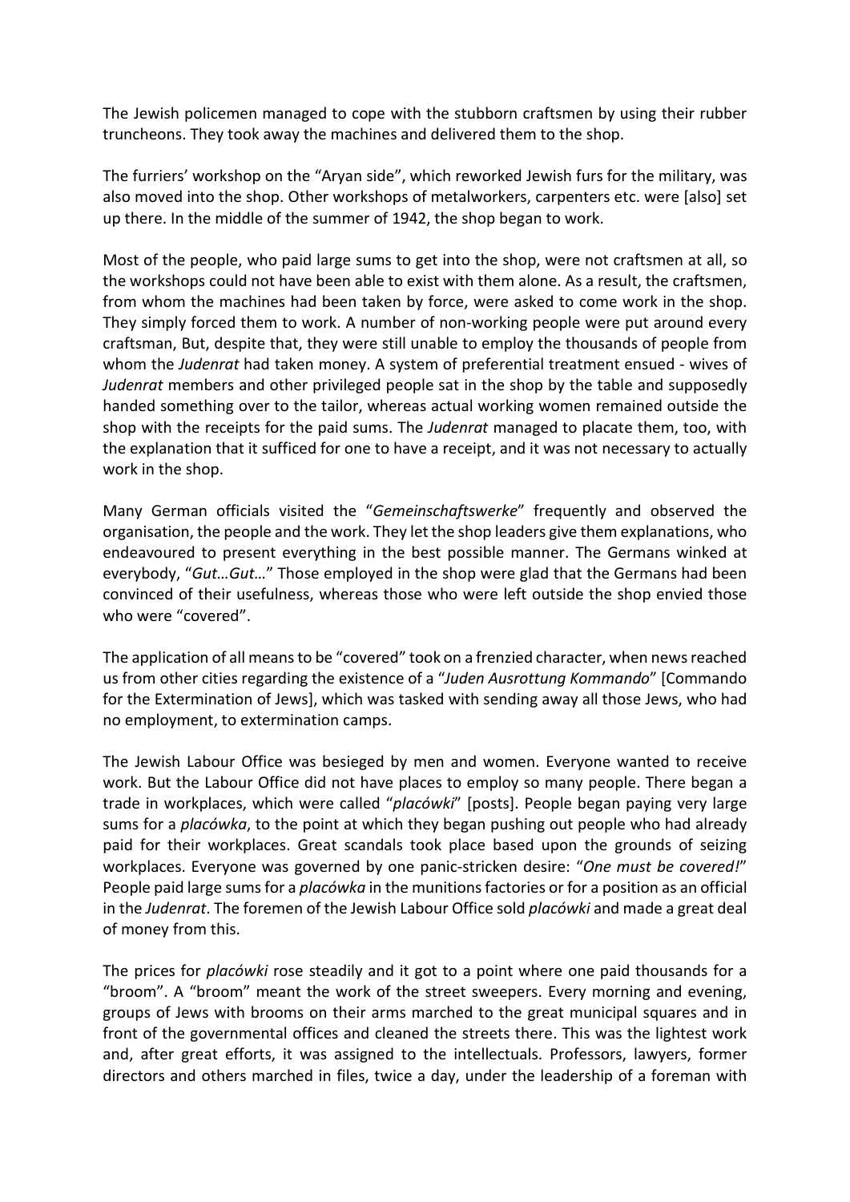The Jewish policemen managed to cope with the stubborn craftsmen by using their rubber truncheons. They took away the machines and delivered them to the shop.

The furriers' workshop on the "Aryan side", which reworked Jewish furs for the military, was also moved into the shop. Other workshops of metalworkers, carpenters etc. were [also] set up there. In the middle of the summer of 1942, the shop began to work.

Most of the people, who paid large sums to get into the shop, were not craftsmen at all, so the workshops could not have been able to exist with them alone. As a result, the craftsmen, from whom the machines had been taken by force, were asked to come work in the shop. They simply forced them to work. A number of non-working people were put around every craftsman, But, despite that, they were still unable to employ the thousands of people from whom the *Judenrat* had taken money. A system of preferential treatment ensued - wives of *Judenrat* members and other privileged people sat in the shop by the table and supposedly handed something over to the tailor, whereas actual working women remained outside the shop with the receipts for the paid sums. The *Judenrat* managed to placate them, too, with the explanation that it sufficed for one to have a receipt, and it was not necessary to actually work in the shop.

Many German officials visited the "*Gemeinschaftswerke*" frequently and observed the organisation, the people and the work. They let the shop leaders give them explanations, who endeavoured to present everything in the best possible manner. The Germans winked at everybody, "*Gut…Gut…*" Those employed in the shop were glad that the Germans had been convinced of their usefulness, whereas those who were left outside the shop envied those who were "covered".

The application of all means to be "covered" took on a frenzied character, when news reached us from other cities regarding the existence of a "*Juden Ausrottung Kommando*" [Commando for the Extermination of Jews], which was tasked with sending away all those Jews, who had no employment, to extermination camps.

The Jewish Labour Office was besieged by men and women. Everyone wanted to receive work. But the Labour Office did not have places to employ so many people. There began a trade in workplaces, which were called "*placówki*" [posts]. People began paying very large sums for a *placówka*, to the point at which they began pushing out people who had already paid for their workplaces. Great scandals took place based upon the grounds of seizing workplaces. Everyone was governed by one panic-stricken desire: "*One must be covered!*" People paid large sums for a *placówka* in the munitions factories or for a position as an official in the *Judenrat*. The foremen of the Jewish Labour Office sold *placówki* and made a great deal of money from this.

The prices for *placówki* rose steadily and it got to a point where one paid thousands for a "broom". A "broom" meant the work of the street sweepers. Every morning and evening, groups of Jews with brooms on their arms marched to the great municipal squares and in front of the governmental offices and cleaned the streets there. This was the lightest work and, after great efforts, it was assigned to the intellectuals. Professors, lawyers, former directors and others marched in files, twice a day, under the leadership of a foreman with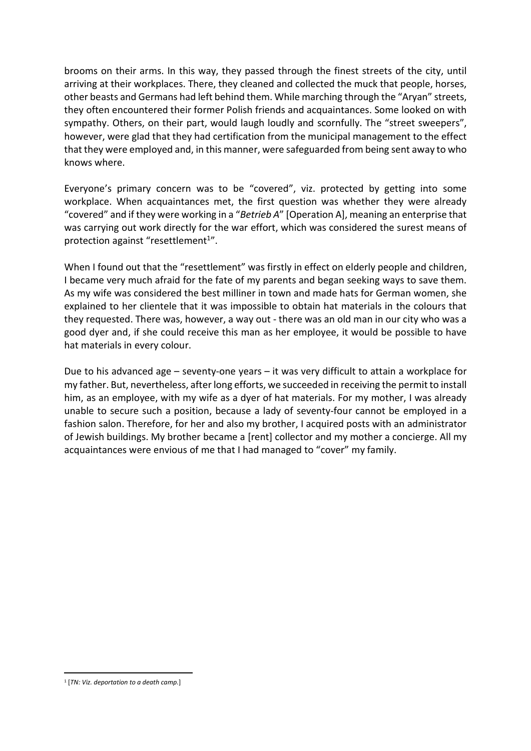brooms on their arms. In this way, they passed through the finest streets of the city, until arriving at their workplaces. There, they cleaned and collected the muck that people, horses, other beasts and Germans had left behind them. While marching through the "Aryan" streets, they often encountered their former Polish friends and acquaintances. Some looked on with sympathy. Others, on their part, would laugh loudly and scornfully. The "street sweepers", however, were glad that they had certification from the municipal management to the effect that they were employed and, in this manner, were safeguarded from being sent away to who knows where.

Everyone's primary concern was to be "covered", viz. protected by getting into some workplace. When acquaintances met, the first question was whether they were already "covered" and if they were working in a "*Betrieb A*" [Operation A], meaning an enterprise that was carrying out work directly for the war effort, which was considered the surest means of protection against "resettlement[1]".

When I found out that the "resettlement" was firstly in effect on elderly people and children, I became very much afraid for the fate of my parents and began seeking ways to save them. As my wife was considered the best milliner in town and made hats for German women, she explained to her clientele that it was impossible to obtain hat materials in the colours that they requested. There was, however, a way out - there was an old man in our city who was a good dyer and, if she could receive this man as her employee, it would be possible to have hat materials in every colour.

Due to his advanced age – seventy-one years – it was very difficult to attain a workplace for my father. But, nevertheless, after long efforts, we succeeded in receiving the permit to install him, as an employee, with my wife as a dyer of hat materials. For my mother, I was already unable to secure such a position, because a lady of seventy-four cannot be employed in a fashion salon. Therefore, for her and also my brother, I acquired posts with an administrator of Jewish buildings. My brother became a [rent] collector and my mother a concierge. All my acquaintances were envious of me that I had managed to "cover" my family.

---

[1] [*TN: Viz. deportation to a death camp.*]